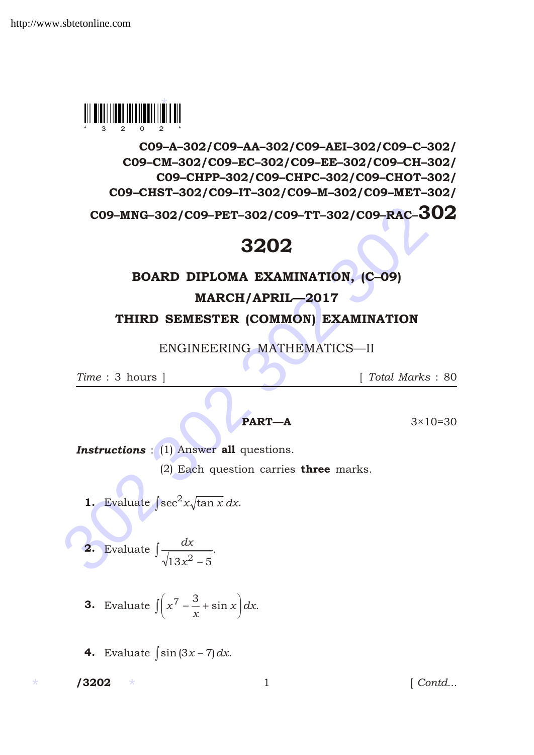C09–A–302/C09–AA–302/C09–AEI–302/C09–C–302/
C09–CM–302/C09–EC–302/C09–EE–302/C09–CH–302/
C09–CHPP–302/C09–CHPC–302/C09–CHOT–302/
C09–CHST–302/C09–IT–302/C09–M–302/C09–MET–302/
C09–MNG–302/C09–PET–302/C09–TT–302/C09–RAC–**302**

# 3202

## BOARD DIPLOMA EXAMINATION, (C–09)

## MARCH/APRIL—2017

## THIRD SEMESTER (COMMON) EXAMINATION

ENGINEERING MATHEMATICS—II

*Time* : 3 hours ] [ *Total Marks* : 80

---

**PART—A** 3×10=30

***Instructions*** : (1) Answer **all** questions.

(2) Each question carries **three** marks.

**1.** Evaluate $\int \sec^2 x \sqrt{\tan x}\, dx$.

**2.** Evaluate $\int \frac{dx}{\sqrt{13x^2 - 5}}$.

**3.** Evaluate $\int \left( x^7 - \frac{3}{x} + \sin x \right) dx$.

**4.** Evaluate $\int \sin(3x - 7)\, dx$.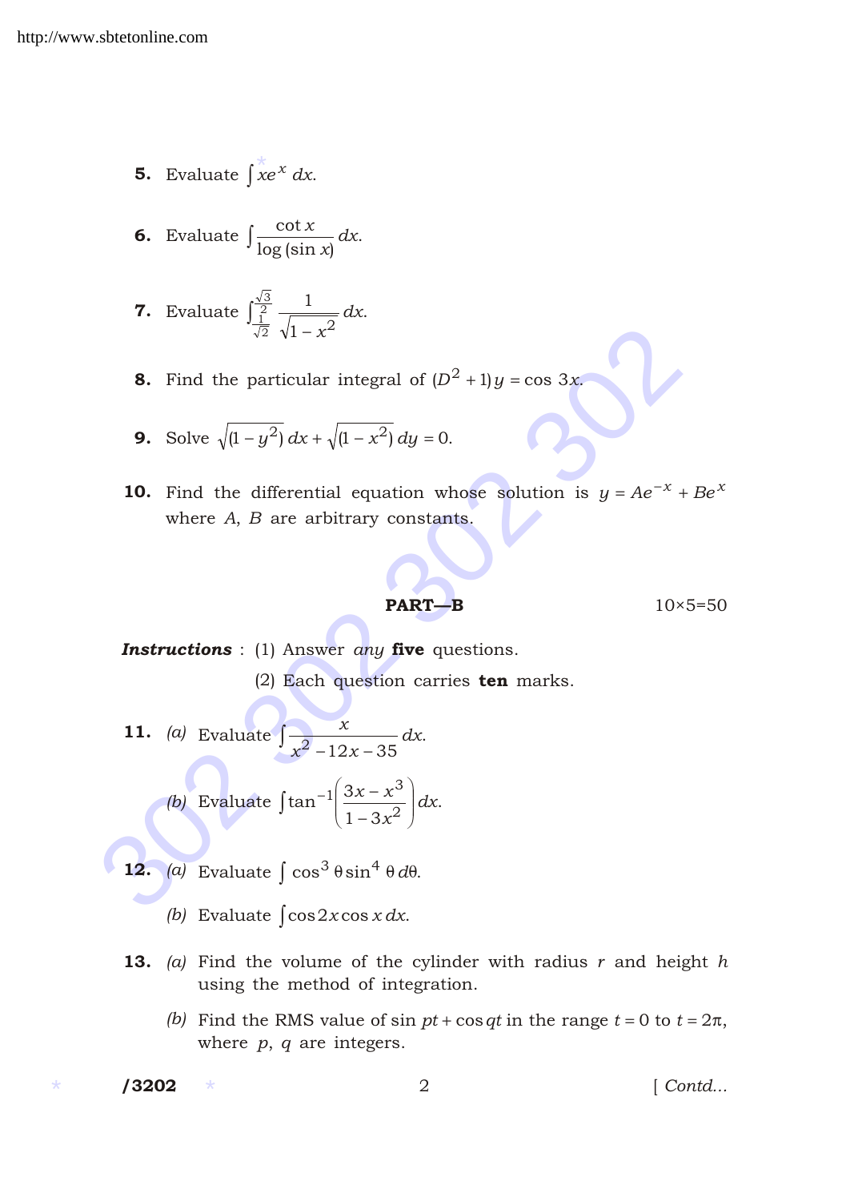**5.** Evaluate $\int xe^x \, dx$.

**6.** Evaluate $\int \frac{\cot x}{\log(\sin x)} \, dx$.

**7.** Evaluate $\int_{\frac{1}{\sqrt{2}}}^{\frac{\sqrt{3}}{2}} \frac{1}{\sqrt{1-x^2}} \, dx$.

**8.** Find the particular integral of $(D^2 + 1)y = \cos 3x$.

**9.** Solve $\sqrt{(1-y^2)} \, dx + \sqrt{(1-x^2)} \, dy = 0$.

**10.** Find the differential equation whose solution is $y = Ae^{-x} + Be^x$ where $A$, $B$ are arbitrary constants.

## PART—B

10×5=50

***Instructions*** : (1) Answer *any* **five** questions.

(2) Each question carries **ten** marks.

**11.** *(a)* Evaluate $\int \frac{x}{x^2 - 12x - 35} \, dx$.

*(b)* Evaluate $\int \tan^{-1}\left(\frac{3x - x^3}{1 - 3x^2}\right) dx$.

**12.** *(a)* Evaluate $\int \cos^3 \theta \sin^4 \theta \, d\theta$.

*(b)* Evaluate $\int \cos 2x \cos x \, dx$.

**13.** *(a)* Find the volume of the cylinder with radius $r$ and height $h$ using the method of integration.

*(b)* Find the RMS value of $\sin pt + \cos qt$ in the range $t = 0$ to $t = 2\pi$, where $p$, $q$ are integers.

/3202

[ Contd...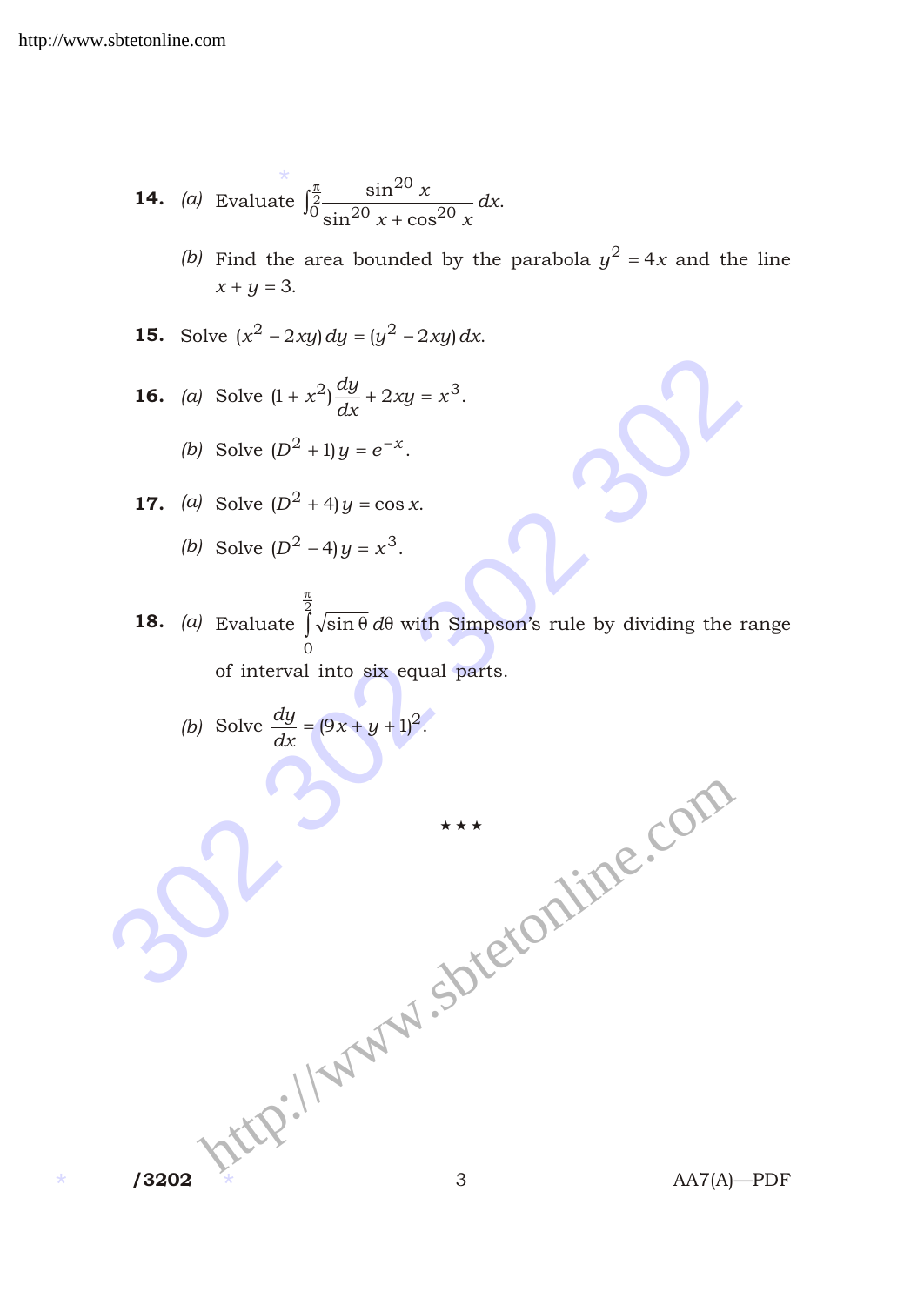**14.** *(a)* Evaluate $\int_0^{\frac{\pi}{2}} \frac{\sin^{20} x}{\sin^{20} x + \cos^{20} x} dx$.

*(b)* Find the area bounded by the parabola $y^2 = 4x$ and the line $x + y = 3$.

**15.** Solve $(x^2 - 2xy)\, dy = (y^2 - 2xy)\, dx$.

**16.** *(a)* Solve $(1 + x^2)\frac{dy}{dx} + 2xy = x^3$.

*(b)* Solve $(D^2 + 1)\, y = e^{-x}$.

**17.** *(a)* Solve $(D^2 + 4)\, y = \cos x$.

*(b)* Solve $(D^2 - 4)\, y = x^3$.

**18.** *(a)* Evaluate $\int_0^{\frac{\pi}{2}} \sqrt{\sin\theta}\, d\theta$ with Simpson's rule by dividing the range of interval into six equal parts.

*(b)* Solve $\frac{dy}{dx} = (9x + y + 1)^2$.

★ ★ ★